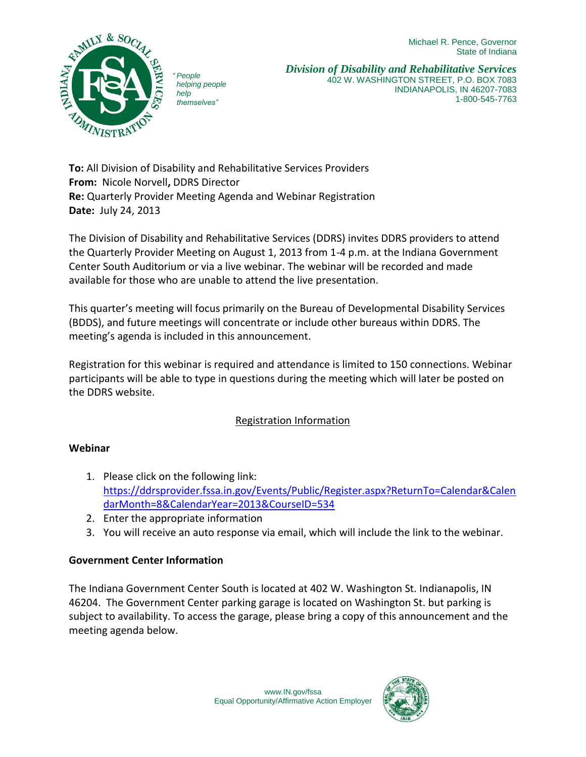“People helping people help themselves”

Michael R. Pence, Governor
State of Indiana

*Division of Disability and Rehabilitative Services*
402 W. WASHINGTON STREET, P.O. BOX 7083
INDIANAPOLIS, IN 46207-7083
1-800-545-7763

**To:** All Division of Disability and Rehabilitative Services Providers
**From:** Nicole Norvell**,** DDRS Director
**Re:** Quarterly Provider Meeting Agenda and Webinar Registration
**Date:** July 24, 2013

The Division of Disability and Rehabilitative Services (DDRS) invites DDRS providers to attend the Quarterly Provider Meeting on August 1, 2013 from 1-4 p.m. at the Indiana Government Center South Auditorium or via a live webinar. The webinar will be recorded and made available for those who are unable to attend the live presentation.

This quarter's meeting will focus primarily on the Bureau of Developmental Disability Services (BDDS), and future meetings will concentrate or include other bureaus within DDRS. The meeting's agenda is included in this announcement.

Registration for this webinar is required and attendance is limited to 150 connections. Webinar participants will be able to type in questions during the meeting which will later be posted on the DDRS website.

## Registration Information

### Webinar

1. Please click on the following link: https://ddrsprovider.fssa.in.gov/Events/Public/Register.aspx?ReturnTo=Calendar&CalendarMonth=8&CalendarYear=2013&CourseID=534
2. Enter the appropriate information
3. You will receive an auto response via email, which will include the link to the webinar.

### Government Center Information

The Indiana Government Center South is located at 402 W. Washington St. Indianapolis, IN 46204. The Government Center parking garage is located on Washington St. but parking is subject to availability. To access the garage, please bring a copy of this announcement and the meeting agenda below.

www.IN.gov/fssa
Equal Opportunity/Affirmative Action Employer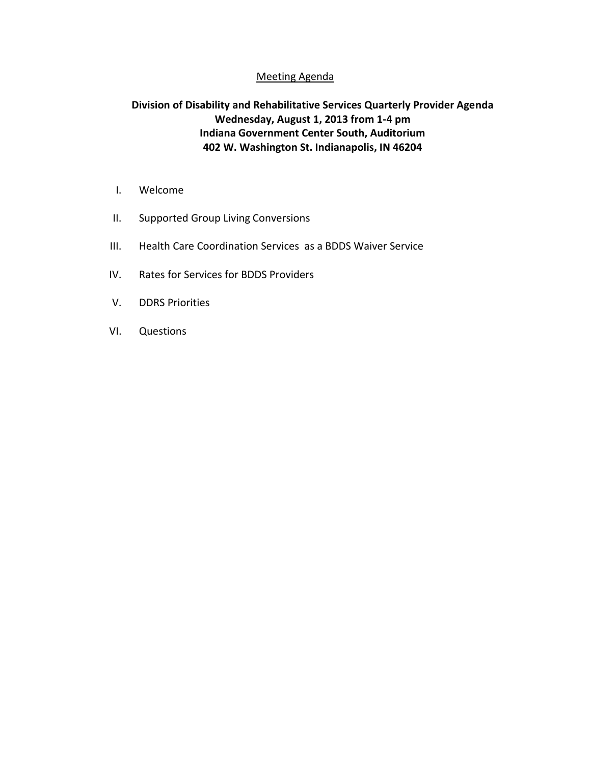Meeting Agenda

**Division of Disability and Rehabilitative Services Quarterly Provider Agenda**
**Wednesday, August 1, 2013 from 1-4 pm**
**Indiana Government Center South, Auditorium**
**402 W. Washington St. Indianapolis, IN 46204**

I. Welcome

II. Supported Group Living Conversions

III. Health Care Coordination Services as a BDDS Waiver Service

IV. Rates for Services for BDDS Providers

V. DDRS Priorities

VI. Questions